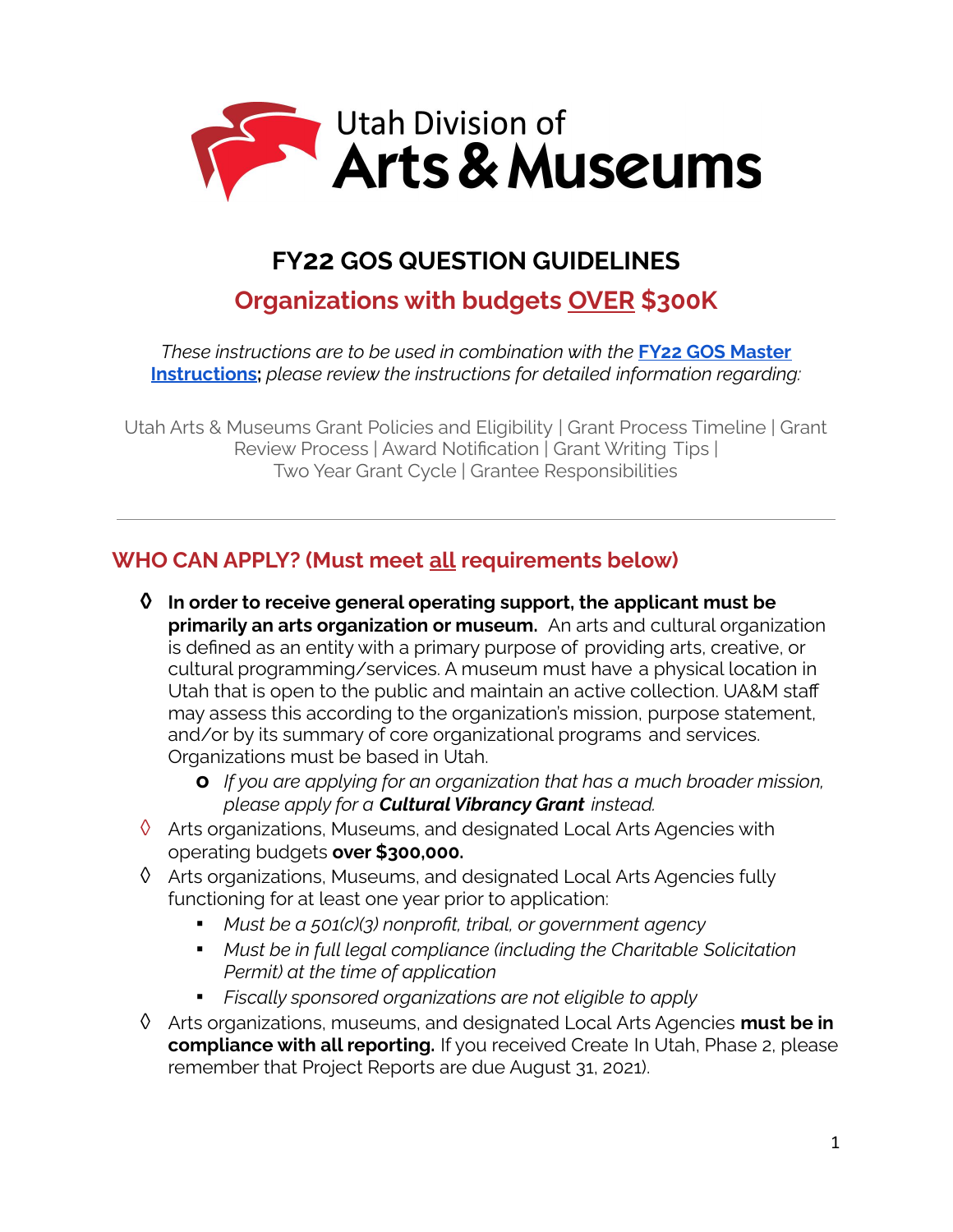Utah Division of **Arts & Museums**

# FY22 GOS QUESTION GUIDELINES

## Organizations with budgets OVER $300K

*These instructions are to be used in combination with the* **[FY22 GOS Master Instructions](#)**; *please review the instructions for detailed information regarding:*

Utah Arts & Museums Grant Policies and Eligibility | Grant Process Timeline | Grant Review Process | Award Notification | Grant Writing Tips | Two Year Grant Cycle | Grantee Responsibilities

---

## WHO CAN APPLY? (Must meet all requirements below)

- **In order to receive general operating support, the applicant must be primarily an arts organization or museum.** An arts and cultural organization is defined as an entity with a primary purpose of providing arts, creative, or cultural programming/services. A museum must have a physical location in Utah that is open to the public and maintain an active collection. UA&M staff may assess this according to the organization's mission, purpose statement, and/or by its summary of core organizational programs and services. Organizations must be based in Utah.
  - *If you are applying for an organization that has a much broader mission, please apply for a* ***Cultural Vibrancy Grant*** *instead.*
- Arts organizations, Museums, and designated Local Arts Agencies with operating budgets **over $300,000.**
- Arts organizations, Museums, and designated Local Arts Agencies fully functioning for at least one year prior to application:
  - *Must be a 501(c)(3) nonprofit, tribal, or government agency*
  - *Must be in full legal compliance (including the Charitable Solicitation Permit) at the time of application*
  - *Fiscally sponsored organizations are not eligible to apply*
- Arts organizations, museums, and designated Local Arts Agencies **must be in compliance with all reporting.** If you received Create In Utah, Phase 2, please remember that Project Reports are due August 31, 2021).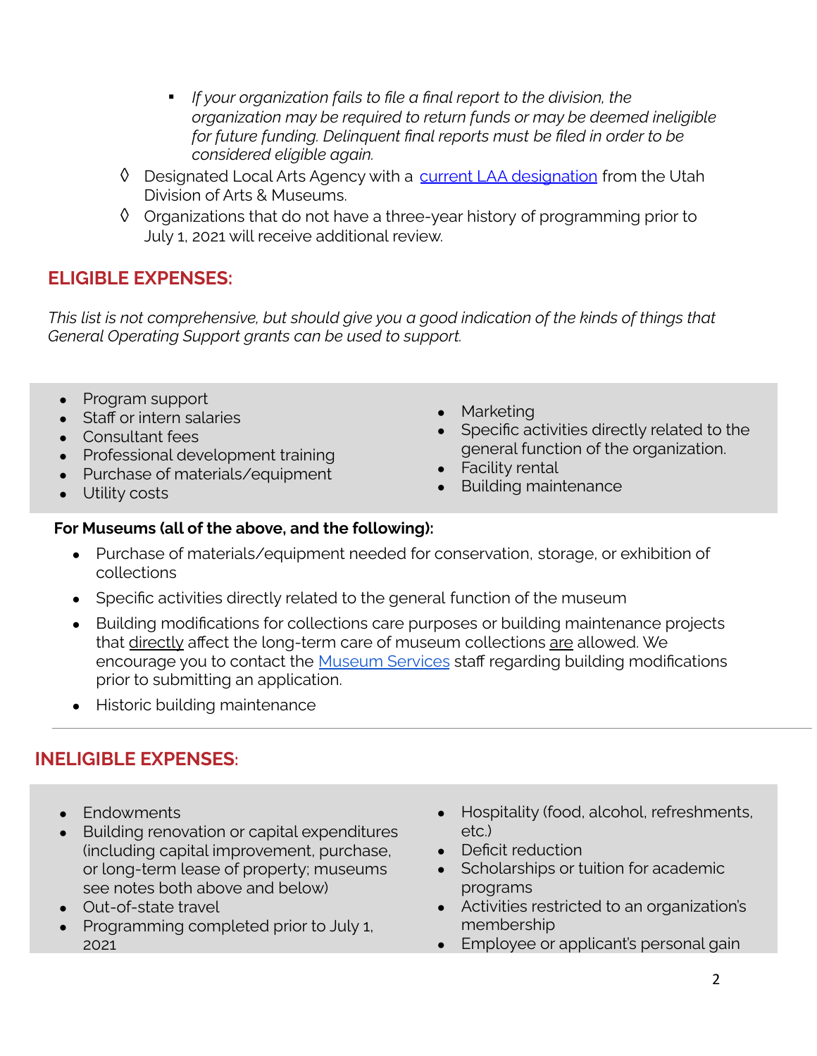- *If your organization fails to file a final report to the division, the organization may be required to return funds or may be deemed ineligible for future funding. Delinquent final reports must be filed in order to be considered eligible again.*
- ◊ Designated Local Arts Agency with a [current LAA designation]() from the Utah Division of Arts & Museums.
- ◊ Organizations that do not have a three-year history of programming prior to July 1, 2021 will receive additional review.

## ELIGIBLE EXPENSES:

*This list is not comprehensive, but should give you a good indication of the kinds of things that General Operating Support grants can be used to support.*

- Program support
- Staff or intern salaries
- Consultant fees
- Professional development training
- Purchase of materials/equipment
- Utility costs
- Marketing
- Specific activities directly related to the general function of the organization.
- Facility rental
- Building maintenance

**For Museums (all of the above, and the following):**

- Purchase of materials/equipment needed for conservation, storage, or exhibition of collections
- Specific activities directly related to the general function of the museum
- Building modifications for collections care purposes or building maintenance projects that directly affect the long-term care of museum collections are allowed. We encourage you to contact the [Museum Services]() staff regarding building modifications prior to submitting an application.
- Historic building maintenance

---

## INELIGIBLE EXPENSES:

- Endowments
- Building renovation or capital expenditures (including capital improvement, purchase, or long-term lease of property; museums see notes both above and below)
- Out-of-state travel
- Programming completed prior to July 1, 2021
- Hospitality (food, alcohol, refreshments, etc.)
- Deficit reduction
- Scholarships or tuition for academic programs
- Activities restricted to an organization's membership
- Employee or applicant's personal gain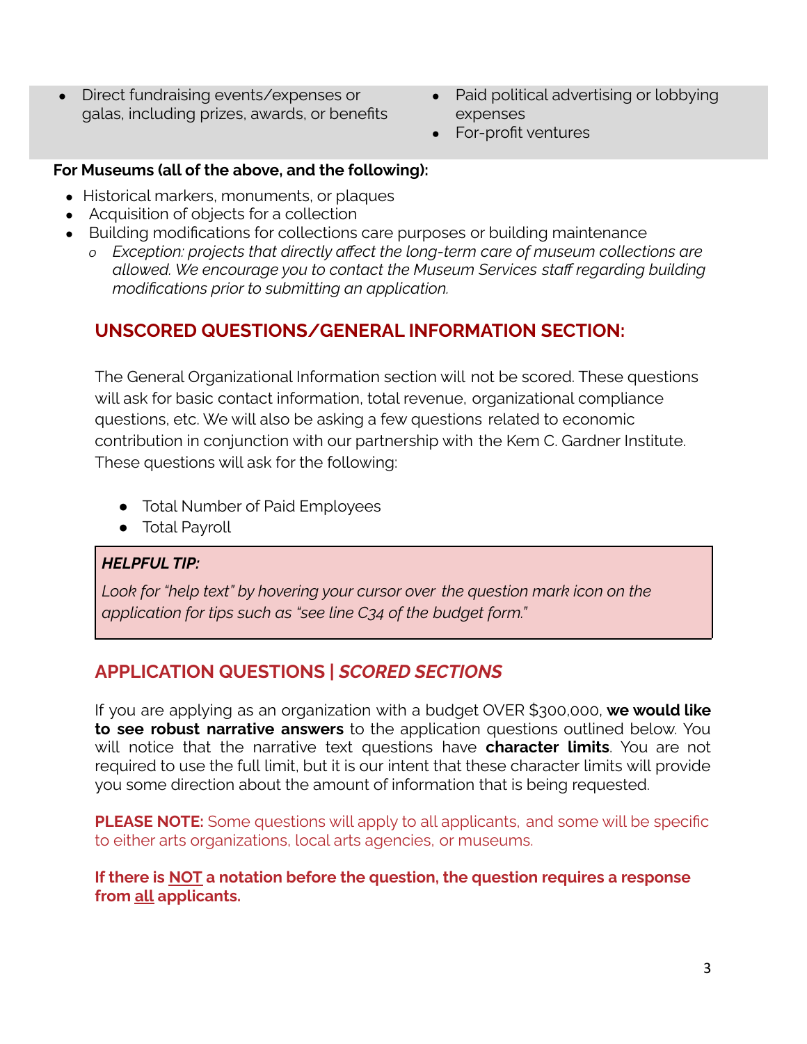- Direct fundraising events/expenses or galas, including prizes, awards, or benefits
- Paid political advertising or lobbying expenses
- For-profit ventures

**For Museums (all of the above, and the following):**

- Historical markers, monuments, or plaques
- Acquisition of objects for a collection
- Building modifications for collections care purposes or building maintenance
  - *Exception: projects that directly affect the long-term care of museum collections are allowed. We encourage you to contact the Museum Services staff regarding building modifications prior to submitting an application.*

## UNSCORED QUESTIONS/GENERAL INFORMATION SECTION:

The General Organizational Information section will not be scored. These questions will ask for basic contact information, total revenue, organizational compliance questions, etc. We will also be asking a few questions related to economic contribution in conjunction with our partnership with the Kem C. Gardner Institute. These questions will ask for the following:

- Total Number of Paid Employees
- Total Payroll

> ***HELPFUL TIP:***
>
> *Look for "help text" by hovering your cursor over the question mark icon on the application for tips such as "see line C34 of the budget form."*

## APPLICATION QUESTIONS | *SCORED SECTIONS*

If you are applying as an organization with a budget OVER $300,000, **we would like to see robust narrative answers** to the application questions outlined below. You will notice that the narrative text questions have **character limits**. You are not required to use the full limit, but it is our intent that these character limits will provide you some direction about the amount of information that is being requested.

**PLEASE NOTE:** Some questions will apply to all applicants, and some will be specific to either arts organizations, local arts agencies, or museums.

**If there is NOT a notation before the question, the question requires a response from all applicants.**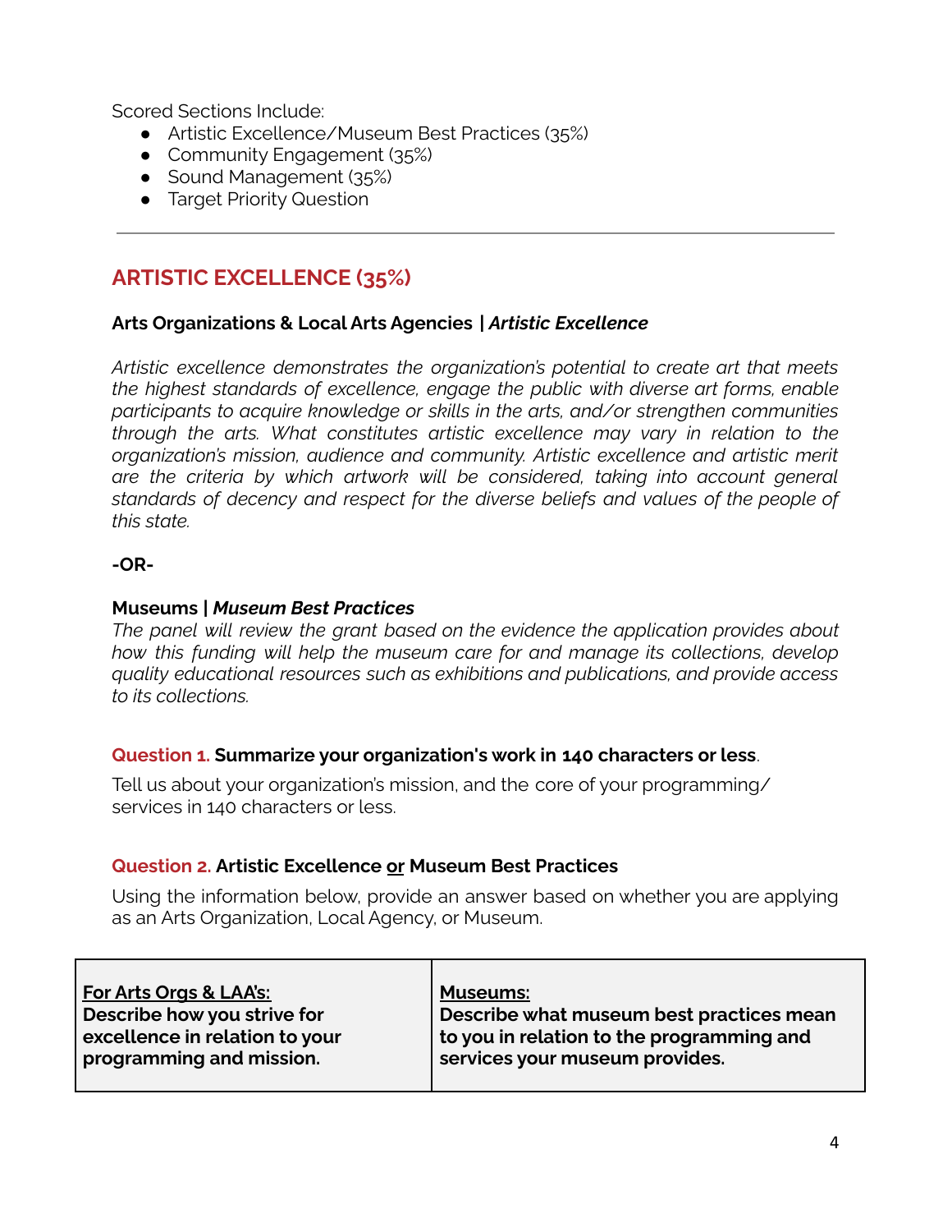Scored Sections Include:

- Artistic Excellence/Museum Best Practices (35%)
- Community Engagement (35%)
- Sound Management (35%)
- Target Priority Question

---

## ARTISTIC EXCELLENCE (35%)

**Arts Organizations & Local Arts Agencies | *Artistic Excellence***

*Artistic excellence demonstrates the organization's potential to create art that meets the highest standards of excellence, engage the public with diverse art forms, enable participants to acquire knowledge or skills in the arts, and/or strengthen communities through the arts. What constitutes artistic excellence may vary in relation to the organization's mission, audience and community. Artistic excellence and artistic merit are the criteria by which artwork will be considered, taking into account general standards of decency and respect for the diverse beliefs and values of the people of this state.*

**-OR-**

**Museums | *Museum Best Practices***

*The panel will review the grant based on the evidence the application provides about how this funding will help the museum care for and manage its collections, develop quality educational resources such as exhibitions and publications, and provide access to its collections.*

**Question 1. Summarize your organization's work in 140 characters or less**.

Tell us about your organization's mission, and the core of your programming/ services in 140 characters or less.

**Question 2. Artistic Excellence <u>or</u> Museum Best Practices**

Using the information below, provide an answer based on whether you are applying as an Arts Organization, Local Agency, or Museum.

| <u>**For Arts Orgs & LAA's:**</u> **Describe how you strive for excellence in relation to your programming and mission.** | <u>**Museums:**</u> **Describe what museum best practices mean to you in relation to the programming and services your museum provides.** |
|---|---|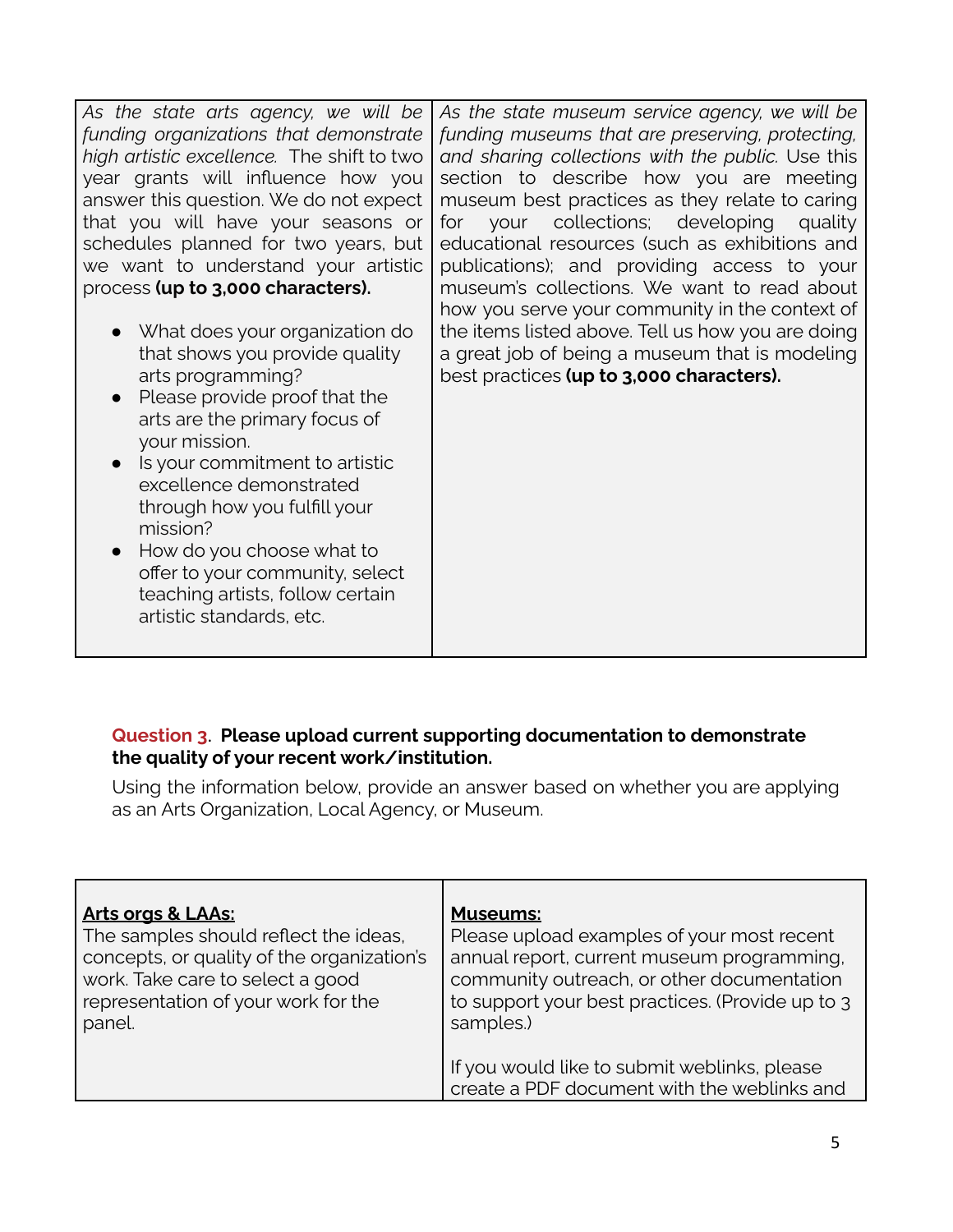| | |
|---|---|
| *As the state arts agency, we will be funding organizations that demonstrate high artistic excellence.* The shift to two year grants will influence how you answer this question. We do not expect that you will have your seasons or schedules planned for two years, but we want to understand your artistic process **(up to 3,000 characters).**<br><br>• What does your organization do that shows you provide quality arts programming?<br>• Please provide proof that the arts are the primary focus of your mission.<br>• Is your commitment to artistic excellence demonstrated through how you fulfill your mission?<br>• How do you choose what to offer to your community, select teaching artists, follow certain artistic standards, etc. | *As the state museum service agency, we will be funding museums that are preserving, protecting, and sharing collections with the public.* Use this section to describe how you are meeting museum best practices as they relate to caring for your collections; developing quality educational resources (such as exhibitions and publications); and providing access to your museum's collections. We want to read about how you serve your community in the context of the items listed above. Tell us how you are doing a great job of being a museum that is modeling best practices **(up to 3,000 characters).** |

**Question 3. Please upload current supporting documentation to demonstrate the quality of your recent work/institution.**

Using the information below, provide an answer based on whether you are applying as an Arts Organization, Local Agency, or Museum.

| **Arts orgs & LAAs:** | **Museums:** |
|---|---|
| The samples should reflect the ideas, concepts, or quality of the organization's work. Take care to select a good representation of your work for the panel. | Please upload examples of your most recent annual report, current museum programming, community outreach, or other documentation to support your best practices. (Provide up to 3 samples.)<br><br>If you would like to submit weblinks, please create a PDF document with the weblinks and |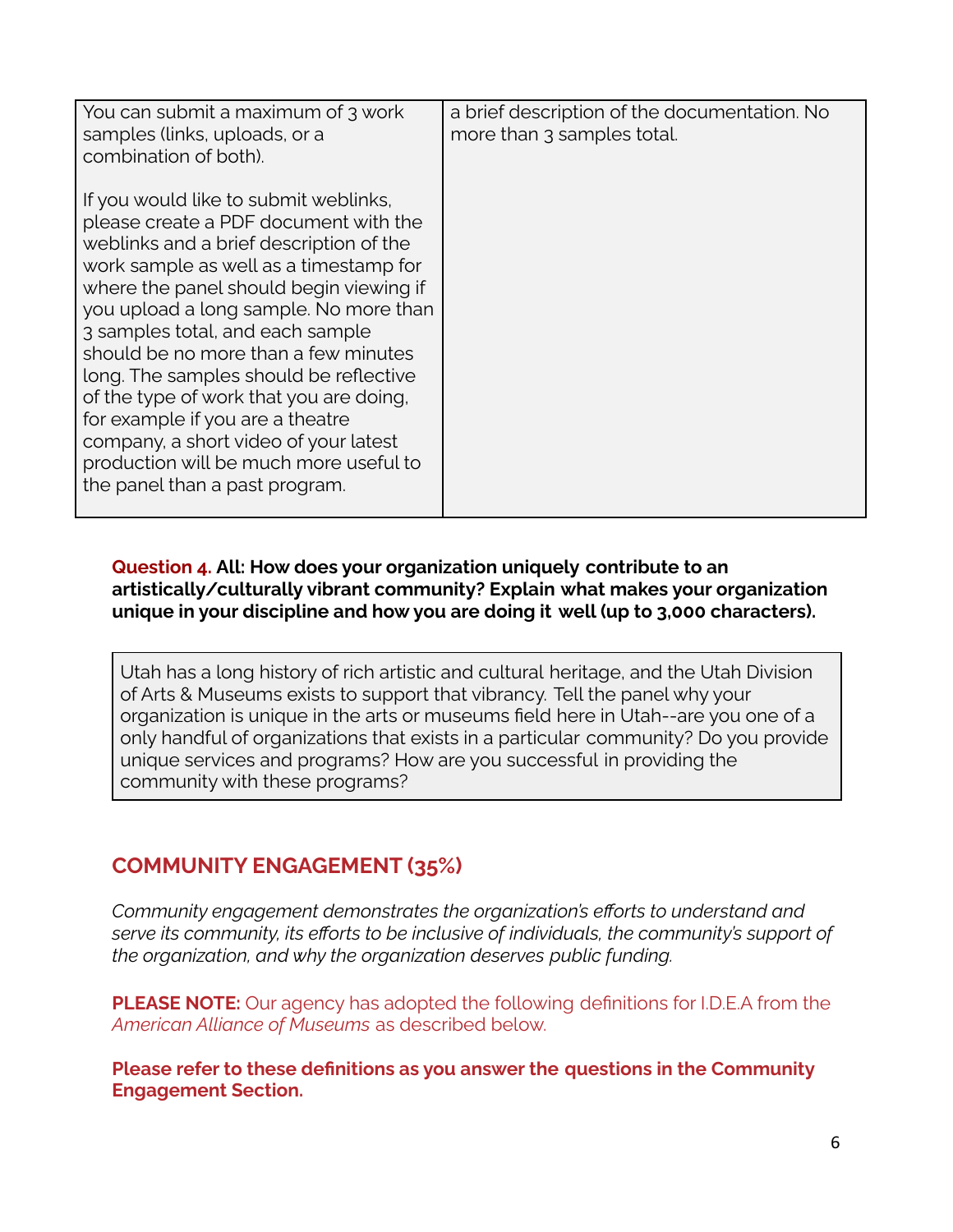| You can submit a maximum of 3 work samples (links, uploads, or a combination of both).<br><br>If you would like to submit weblinks, please create a PDF document with the weblinks and a brief description of the work sample as well as a timestamp for where the panel should begin viewing if you upload a long sample. No more than 3 samples total, and each sample should be no more than a few minutes long. The samples should be reflective of the type of work that you are doing, for example if you are a theatre company, a short video of your latest production will be much more useful to the panel than a past program. | a brief description of the documentation. No more than 3 samples total. |
|---|---|

**Question 4. All: How does your organization uniquely contribute to an artistically/culturally vibrant community? Explain what makes your organization unique in your discipline and how you are doing it well (up to 3,000 characters).**

> Utah has a long history of rich artistic and cultural heritage, and the Utah Division of Arts & Museums exists to support that vibrancy. Tell the panel why your organization is unique in the arts or museums field here in Utah--are you one of a only handful of organizations that exists in a particular community? Do you provide unique services and programs? How are you successful in providing the community with these programs?

## COMMUNITY ENGAGEMENT (35%)

*Community engagement demonstrates the organization's efforts to understand and serve its community, its efforts to be inclusive of individuals, the community's support of the organization, and why the organization deserves public funding.*

**PLEASE NOTE:** Our agency has adopted the following definitions for I.D.E.A from the *American Alliance of Museums* as described below.

**Please refer to these definitions as you answer the questions in the Community Engagement Section.**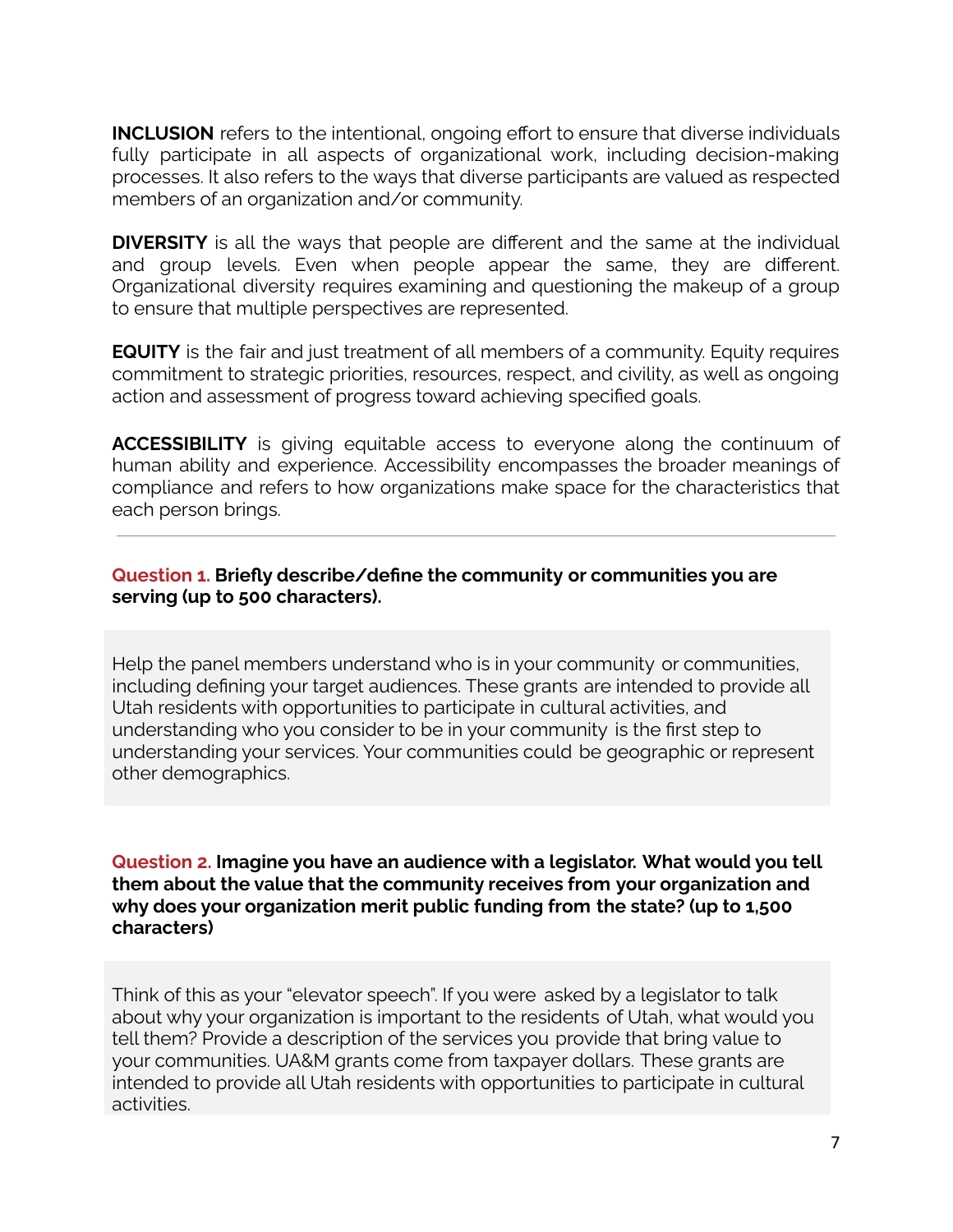**INCLUSION** refers to the intentional, ongoing effort to ensure that diverse individuals fully participate in all aspects of organizational work, including decision-making processes. It also refers to the ways that diverse participants are valued as respected members of an organization and/or community.

**DIVERSITY** is all the ways that people are different and the same at the individual and group levels. Even when people appear the same, they are different. Organizational diversity requires examining and questioning the makeup of a group to ensure that multiple perspectives are represented.

**EQUITY** is the fair and just treatment of all members of a community. Equity requires commitment to strategic priorities, resources, respect, and civility, as well as ongoing action and assessment of progress toward achieving specified goals.

**ACCESSIBILITY** is giving equitable access to everyone along the continuum of human ability and experience. Accessibility encompasses the broader meanings of compliance and refers to how organizations make space for the characteristics that each person brings.

---

**Question 1. Briefly describe/define the community or communities you are serving (up to 500 characters).**

Help the panel members understand who is in your community or communities, including defining your target audiences. These grants are intended to provide all Utah residents with opportunities to participate in cultural activities, and understanding who you consider to be in your community is the first step to understanding your services. Your communities could be geographic or represent other demographics.

**Question 2. Imagine you have an audience with a legislator. What would you tell them about the value that the community receives from your organization and why does your organization merit public funding from the state? (up to 1,500 characters)**

Think of this as your "elevator speech". If you were asked by a legislator to talk about why your organization is important to the residents of Utah, what would you tell them? Provide a description of the services you provide that bring value to your communities. UA&M grants come from taxpayer dollars. These grants are intended to provide all Utah residents with opportunities to participate in cultural activities.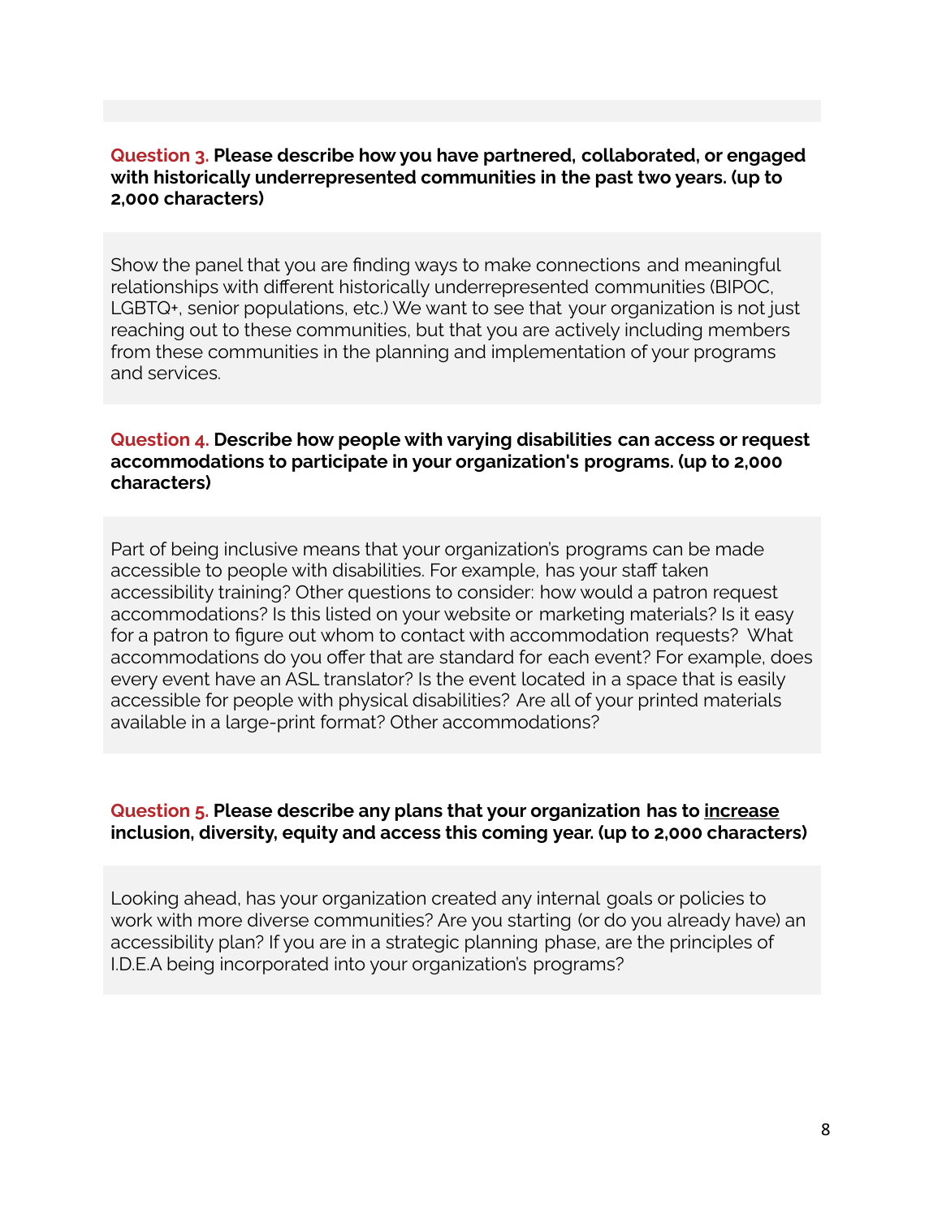**Question 3. Please describe how you have partnered, collaborated, or engaged with historically underrepresented communities in the past two years. (up to 2,000 characters)**

Show the panel that you are finding ways to make connections and meaningful relationships with different historically underrepresented communities (BIPOC, LGBTQ+, senior populations, etc.) We want to see that your organization is not just reaching out to these communities, but that you are actively including members from these communities in the planning and implementation of your programs and services.

**Question 4. Describe how people with varying disabilities can access or request accommodations to participate in your organization's programs. (up to 2,000 characters)**

Part of being inclusive means that your organization's programs can be made accessible to people with disabilities. For example, has your staff taken accessibility training? Other questions to consider: how would a patron request accommodations? Is this listed on your website or marketing materials? Is it easy for a patron to figure out whom to contact with accommodation requests? What accommodations do you offer that are standard for each event? For example, does every event have an ASL translator? Is the event located in a space that is easily accessible for people with physical disabilities? Are all of your printed materials available in a large-print format? Other accommodations?

**Question 5. Please describe any plans that your organization has to <u>increase</u> inclusion, diversity, equity and access this coming year. (up to 2,000 characters)**

Looking ahead, has your organization created any internal goals or policies to work with more diverse communities? Are you starting (or do you already have) an accessibility plan? If you are in a strategic planning phase, are the principles of I.D.E.A being incorporated into your organization's programs?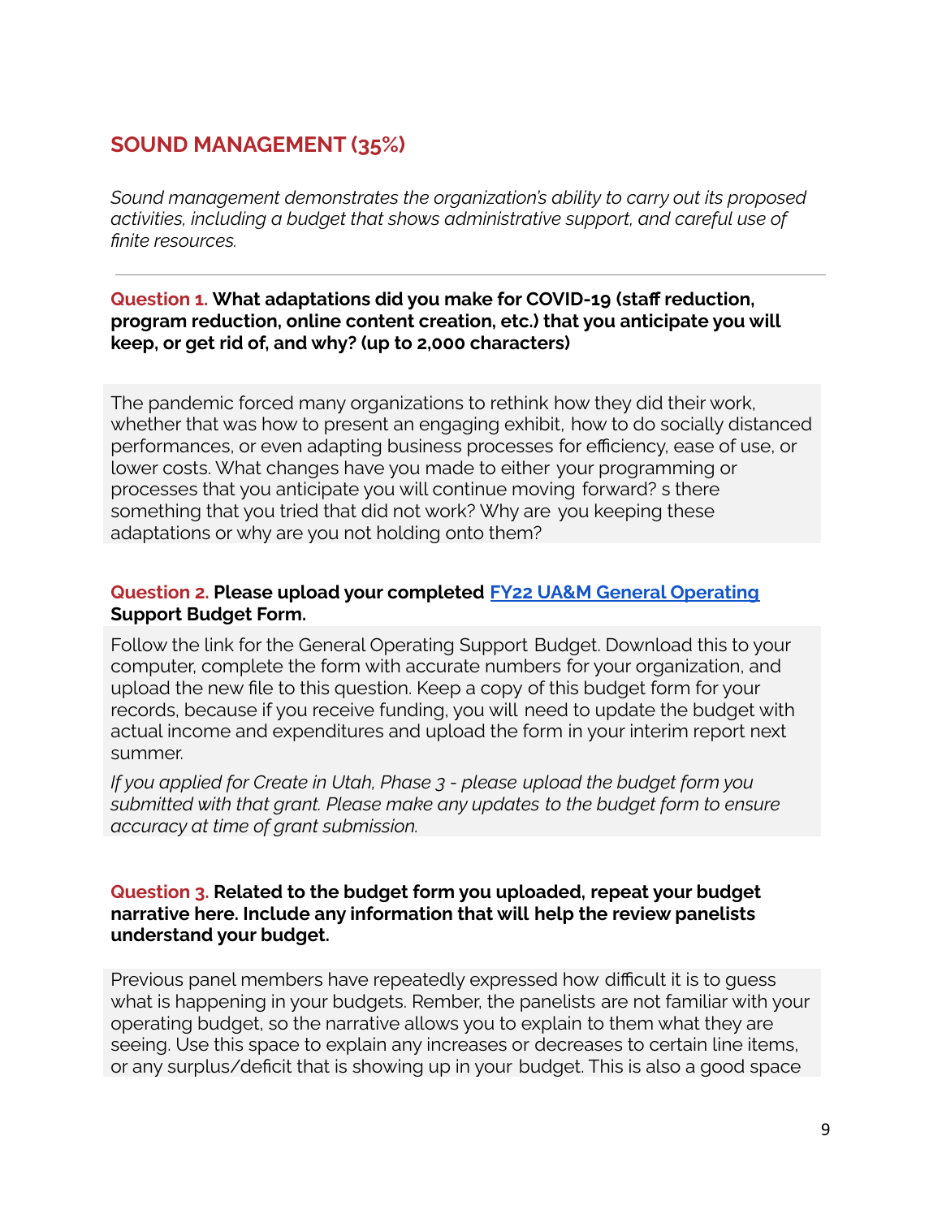## SOUND MANAGEMENT (35%)

*Sound management demonstrates the organization's ability to carry out its proposed activities, including a budget that shows administrative support, and careful use of finite resources.*

---

**Question 1. What adaptations did you make for COVID-19 (staff reduction, program reduction, online content creation, etc.) that you anticipate you will keep, or get rid of, and why? (up to 2,000 characters)**

The pandemic forced many organizations to rethink how they did their work, whether that was how to present an engaging exhibit, how to do socially distanced performances, or even adapting business processes for efficiency, ease of use, or lower costs. What changes have you made to either your programming or processes that you anticipate you will continue moving forward? s there something that you tried that did not work? Why are you keeping these adaptations or why are you not holding onto them?

**Question 2. Please upload your completed FY22 UA&M General Operating Support Budget Form.**

Follow the link for the General Operating Support Budget. Download this to your computer, complete the form with accurate numbers for your organization, and upload the new file to this question. Keep a copy of this budget form for your records, because if you receive funding, you will need to update the budget with actual income and expenditures and upload the form in your interim report next summer.

*If you applied for Create in Utah, Phase 3 - please upload the budget form you submitted with that grant. Please make any updates to the budget form to ensure accuracy at time of grant submission.*

**Question 3. Related to the budget form you uploaded, repeat your budget narrative here. Include any information that will help the review panelists understand your budget.**

Previous panel members have repeatedly expressed how difficult it is to guess what is happening in your budgets. Rember, the panelists are not familiar with your operating budget, so the narrative allows you to explain to them what they are seeing. Use this space to explain any increases or decreases to certain line items, or any surplus/deficit that is showing up in your budget. This is also a good space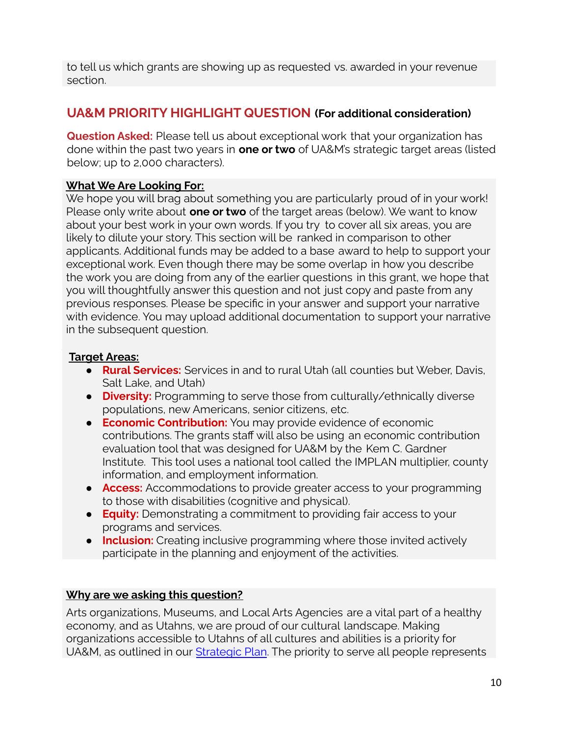to tell us which grants are showing up as requested vs. awarded in your revenue section.

## UA&M PRIORITY HIGHLIGHT QUESTION (For additional consideration)

**Question Asked:** Please tell us about exceptional work that your organization has done within the past two years in **one or two** of UA&M's strategic target areas (listed below; up to 2,000 characters).

**What We Are Looking For:**
We hope you will brag about something you are particularly proud of in your work! Please only write about **one or two** of the target areas (below). We want to know about your best work in your own words. If you try to cover all six areas, you are likely to dilute your story. This section will be ranked in comparison to other applicants. Additional funds may be added to a base award to help to support your exceptional work. Even though there may be some overlap in how you describe the work you are doing from any of the earlier questions in this grant, we hope that you will thoughtfully answer this question and not just copy and paste from any previous responses. Please be specific in your answer and support your narrative with evidence. You may upload additional documentation to support your narrative in the subsequent question.

**Target Areas:**

- **Rural Services:** Services in and to rural Utah (all counties but Weber, Davis, Salt Lake, and Utah)
- **Diversity:** Programming to serve those from culturally/ethnically diverse populations, new Americans, senior citizens, etc.
- **Economic Contribution:** You may provide evidence of economic contributions. The grants staff will also be using an economic contribution evaluation tool that was designed for UA&M by the Kem C. Gardner Institute. This tool uses a national tool called the IMPLAN multiplier, county information, and employment information.
- **Access:** Accommodations to provide greater access to your programming to those with disabilities (cognitive and physical).
- **Equity:** Demonstrating a commitment to providing fair access to your programs and services.
- **Inclusion:** Creating inclusive programming where those invited actively participate in the planning and enjoyment of the activities.

**Why are we asking this question?**

Arts organizations, Museums, and Local Arts Agencies are a vital part of a healthy economy, and as Utahns, we are proud of our cultural landscape. Making organizations accessible to Utahns of all cultures and abilities is a priority for UA&M, as outlined in our Strategic Plan. The priority to serve all people represents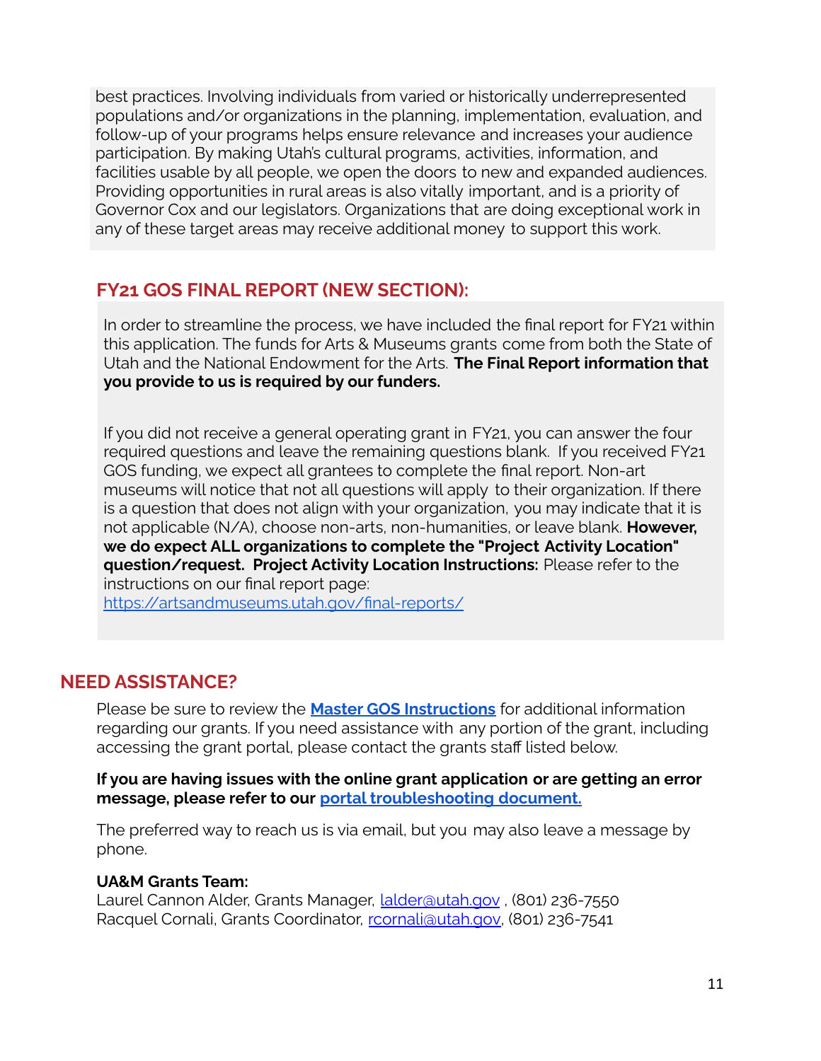best practices. Involving individuals from varied or historically underrepresented populations and/or organizations in the planning, implementation, evaluation, and follow-up of your programs helps ensure relevance and increases your audience participation. By making Utah's cultural programs, activities, information, and facilities usable by all people, we open the doors to new and expanded audiences. Providing opportunities in rural areas is also vitally important, and is a priority of Governor Cox and our legislators. Organizations that are doing exceptional work in any of these target areas may receive additional money to support this work.

## FY21 GOS FINAL REPORT (NEW SECTION):

In order to streamline the process, we have included the final report for FY21 within this application. The funds for Arts & Museums grants come from both the State of Utah and the National Endowment for the Arts. **The Final Report information that you provide to us is required by our funders.**

If you did not receive a general operating grant in FY21, you can answer the four required questions and leave the remaining questions blank. If you received FY21 GOS funding, we expect all grantees to complete the final report. Non-art museums will notice that not all questions will apply to their organization. If there is a question that does not align with your organization, you may indicate that it is not applicable (N/A), choose non-arts, non-humanities, or leave blank. **However, we do expect ALL organizations to complete the "Project Activity Location" question/request. Project Activity Location Instructions:** Please refer to the instructions on our final report page: https://artsandmuseums.utah.gov/final-reports/

## NEED ASSISTANCE?

Please be sure to review the **Master GOS Instructions** for additional information regarding our grants. If you need assistance with any portion of the grant, including accessing the grant portal, please contact the grants staff listed below.

**If you are having issues with the online grant application or are getting an error message, please refer to our portal troubleshooting document.**

The preferred way to reach us is via email, but you may also leave a message by phone.

**UA&M Grants Team:**
Laurel Cannon Alder, Grants Manager, lalder@utah.gov , (801) 236-7550
Racquel Cornali, Grants Coordinator, rcornali@utah.gov, (801) 236-7541